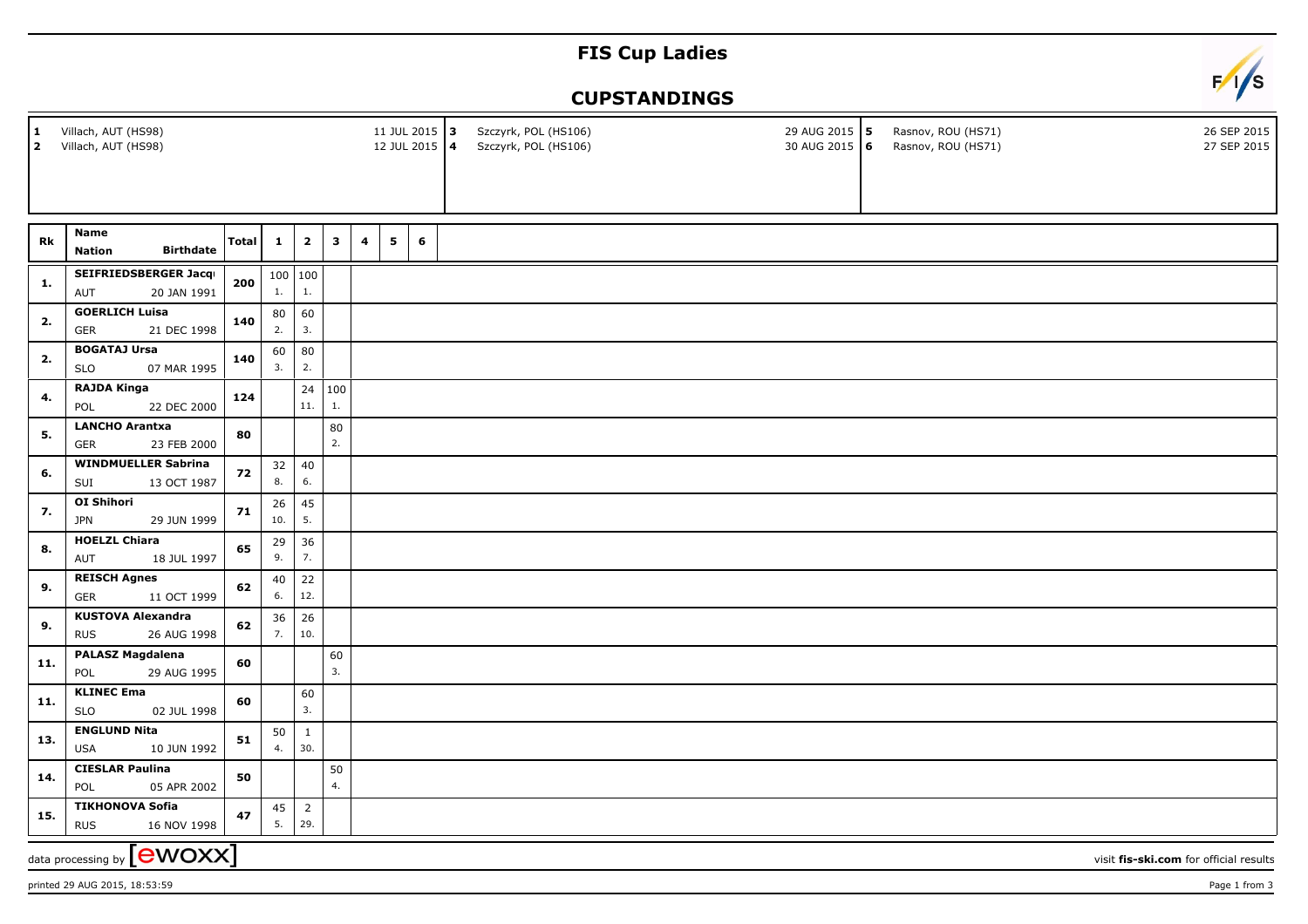# FIS Cup Ladies

## CUPSTANDINGS

| | | |
|---|---|---|
| 1 Villach, AUT (HS98) 11 JUL 2015 | 3 Szczyrk, POL (HS106) 29 AUG 2015 | 5 Rasnov, ROU (HS71) 26 SEP 2015 |
| 2 Villach, AUT (HS98) 12 JUL 2015 | 4 Szczyrk, POL (HS106) 30 AUG 2015 | 6 Rasnov, ROU (HS71) 27 SEP 2015 |

| Rk | Name / Nation / Birthdate | Total | 1 | 2 | 3 | 4 | 5 | 6 |
|---|---|---|---|---|---|---|---|---|
| 1. | SEIFRIEDSBERGER Jacq<br>AUT 20 JAN 1991 | 200 | 100<br>1. | 100<br>1. | | | | |
| 2. | GOERLICH Luisa<br>GER 21 DEC 1998 | 140 | 80<br>2. | 60<br>3. | | | | |
| 2. | BOGATAJ Ursa<br>SLO 07 MAR 1995 | 140 | 60<br>3. | 80<br>2. | | | | |
| 4. | RAJDA Kinga<br>POL 22 DEC 2000 | 124 | | 24<br>11. | 100<br>1. | | | |
| 5. | LANCHO Arantxa<br>GER 23 FEB 2000 | 80 | | | 80<br>2. | | | |
| 6. | WINDMUELLER Sabrina<br>SUI 13 OCT 1987 | 72 | 32<br>8. | 40<br>6. | | | | |
| 7. | OI Shihori<br>JPN 29 JUN 1999 | 71 | 26<br>10. | 45<br>5. | | | | |
| 8. | HOELZL Chiara<br>AUT 18 JUL 1997 | 65 | 29<br>9. | 36<br>7. | | | | |
| 9. | REISCH Agnes<br>GER 11 OCT 1999 | 62 | 40<br>6. | 22<br>12. | | | | |
| 9. | KUSTOVA Alexandra<br>RUS 26 AUG 1998 | 62 | 36<br>7. | 26<br>10. | | | | |
| 11. | PALASZ Magdalena<br>POL 29 AUG 1995 | 60 | | | 60<br>3. | | | |
| 11. | KLINEC Ema<br>SLO 02 JUL 1998 | 60 | | 60<br>3. | | | | |
| 13. | ENGLUND Nita<br>USA 10 JUN 1992 | 51 | 50<br>4. | 1<br>30. | | | | |
| 14. | CIESLAR Paulina<br>POL 05 APR 2002 | 50 | | | 50<br>4. | | | |
| 15. | TIKHONOVA Sofia<br>RUS 16 NOV 1998 | 47 | 45<br>5. | 2<br>29. | | | | |

data processing by [ewoxx] visit fis-ski.com for official results

printed 29 AUG 2015, 18:53:59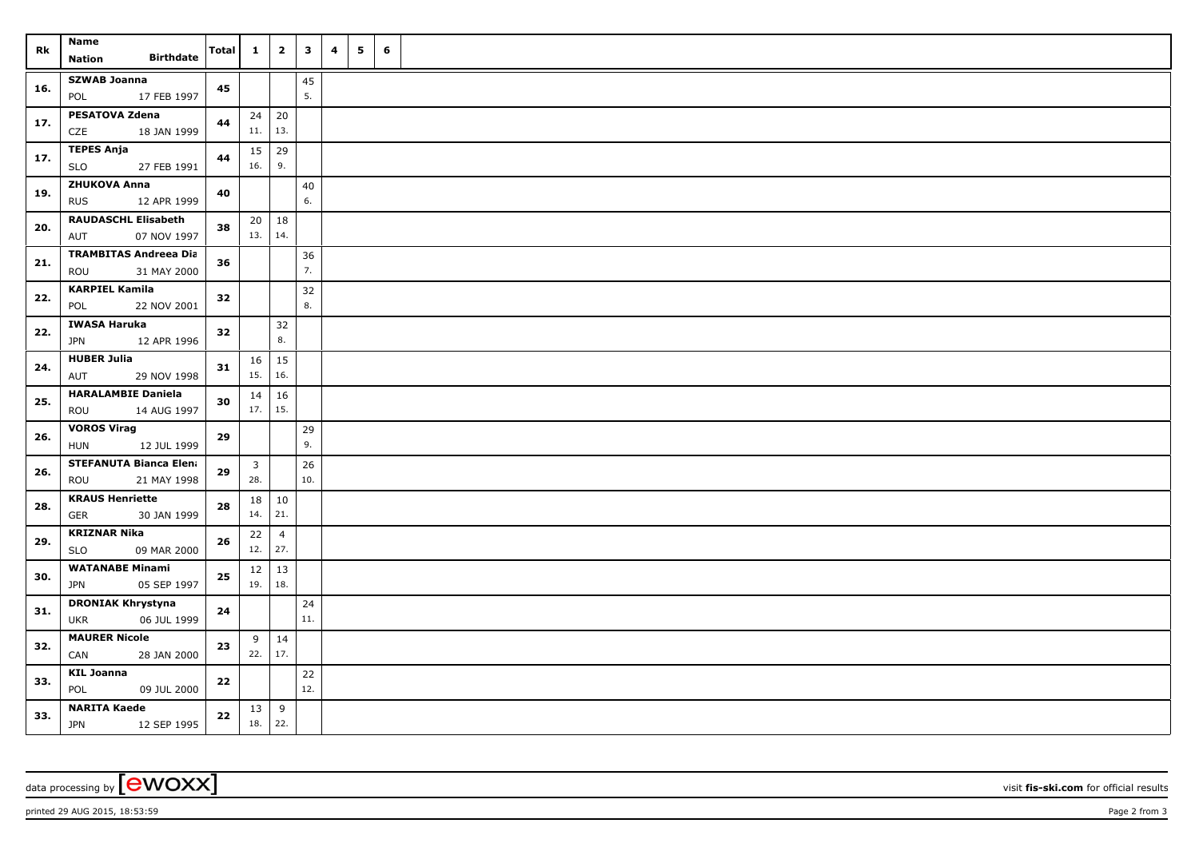| Rk | Name<br>Nation Birthdate | Total | 1 | 2 | 3 | 4 | 5 | 6 |
|---|---|---|---|---|---|---|---|---|
| 16. | **SZWAB Joanna**<br>POL 17 FEB 1997 | **45** | | | 45<br>5. | | | |
| 17. | **PESATOVA Zdena**<br>CZE 18 JAN 1999 | **44** | 24<br>11. | 20<br>13. | | | | |
| 17. | **TEPES Anja**<br>SLO 27 FEB 1991 | **44** | 15<br>16. | 29<br>9. | | | | |
| 19. | **ZHUKOVA Anna**<br>RUS 12 APR 1999 | **40** | | | 40<br>6. | | | |
| 20. | **RAUDASCHL Elisabeth**<br>AUT 07 NOV 1997 | **38** | 20<br>13. | 18<br>14. | | | | |
| 21. | **TRAMBITAS Andreea Dia**<br>ROU 31 MAY 2000 | **36** | | | 36<br>7. | | | |
| 22. | **KARPIEL Kamila**<br>POL 22 NOV 2001 | **32** | | | 32<br>8. | | | |
| 22. | **IWASA Haruka**<br>JPN 12 APR 1996 | **32** | | 32<br>8. | | | | |
| 24. | **HUBER Julia**<br>AUT 29 NOV 1998 | **31** | 16<br>15. | 15<br>16. | | | | |
| 25. | **HARALAMBIE Daniela**<br>ROU 14 AUG 1997 | **30** | 14<br>17. | 16<br>15. | | | | |
| 26. | **VOROS Virag**<br>HUN 12 JUL 1999 | **29** | | | 29<br>9. | | | |
| 26. | **STEFANUTA Bianca Elena**<br>ROU 21 MAY 1998 | **29** | 3<br>28. | | 26<br>10. | | | |
| 28. | **KRAUS Henriette**<br>GER 30 JAN 1999 | **28** | 18<br>14. | 10<br>21. | | | | |
| 29. | **KRIZNAR Nika**<br>SLO 09 MAR 2000 | **26** | 22<br>12. | 4<br>27. | | | | |
| 30. | **WATANABE Minami**<br>JPN 05 SEP 1997 | **25** | 12<br>19. | 13<br>18. | | | | |
| 31. | **DRONIAK Khrystyna**<br>UKR 06 JUL 1999 | **24** | | | 24<br>11. | | | |
| 32. | **MAURER Nicole**<br>CAN 28 JAN 2000 | **23** | 9<br>22. | 14<br>17. | | | | |
| 33. | **KIL Joanna**<br>POL 09 JUL 2000 | **22** | | | 22<br>12. | | | |
| 33. | **NARITA Kaede**<br>JPN 12 SEP 1995 | **22** | 13<br>18. | 9<br>22. | | | | |

data processing by **[ewoxx]** visit **fis-ski.com** for official results

printed 29 AUG 2015, 18:53:59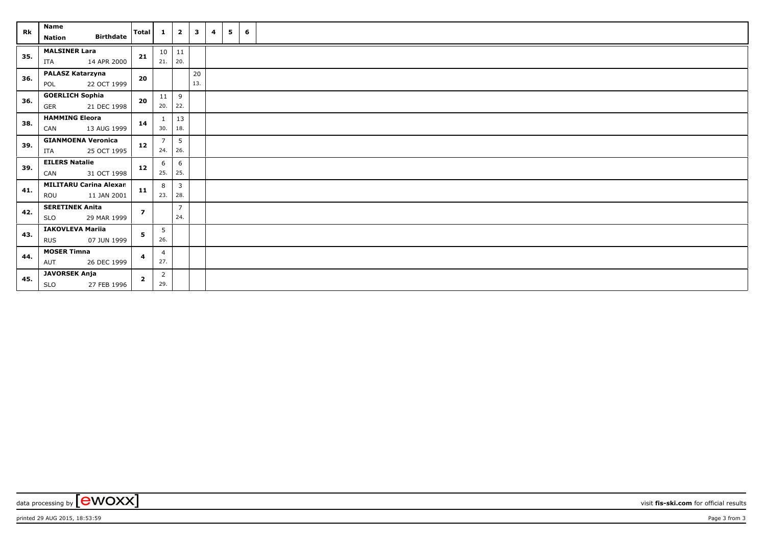| Rk | Name<br>Nation Birthdate | Total | 1 | 2 | 3 | 4 | 5 | 6 |
|---|---|---|---|---|---|---|---|---|
| 35. | **MALSINER Lara**<br>ITA 14 APR 2000 | **21** | 10<br>21. | 11<br>20. | | | | |
| 36. | **PALASZ Katarzyna**<br>POL 22 OCT 1999 | **20** | | | 20<br>13. | | | |
| 36. | **GOERLICH Sophia**<br>GER 21 DEC 1998 | **20** | 11<br>20. | 9<br>22. | | | | |
| 38. | **HAMMING Eleora**<br>CAN 13 AUG 1999 | **14** | 1<br>30. | 13<br>18. | | | | |
| 39. | **GIANMOENA Veronica**<br>ITA 25 OCT 1995 | **12** | 7<br>24. | 5<br>26. | | | | |
| 39. | **EILERS Natalie**<br>CAN 31 OCT 1998 | **12** | 6<br>25. | 6<br>25. | | | | |
| 41. | **MILITARU Carina Alexan**<br>ROU 11 JAN 2001 | **11** | 8<br>23. | 3<br>28. | | | | |
| 42. | **SERETINEK Anita**<br>SLO 29 MAR 1999 | **7** | | 7<br>24. | | | | |
| 43. | **IAKOVLEVA Mariia**<br>RUS 07 JUN 1999 | **5** | 5<br>26. | | | | | |
| 44. | **MOSER Timna**<br>AUT 26 DEC 1999 | **4** | 4<br>27. | | | | | |
| 45. | **JAVORSEK Anja**<br>SLO 27 FEB 1996 | **2** | 2<br>29. | | | | | |

data processing by [ewoxx]

visit **fis-ski.com** for official results

printed 29 AUG 2015, 18:53:59